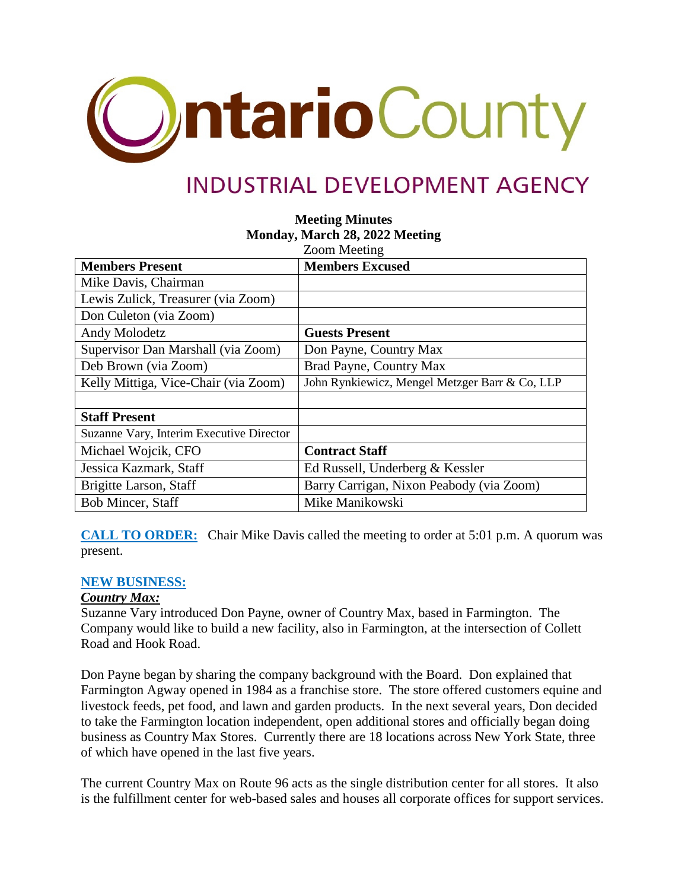# Ontario County

## INDUSTRIAL DEVELOPMENT AGENCY

**Meeting Minutes**
**Monday, March 28, 2022 Meeting**
Zoom Meeting

| **Members Present** | **Members Excused** |
|---|---|
| Mike Davis, Chairman | |
| Lewis Zulick, Treasurer (via Zoom) | |
| Don Culeton (via Zoom) | |
| Andy Molodetz | **Guests Present** |
| Supervisor Dan Marshall (via Zoom) | Don Payne, Country Max |
| Deb Brown (via Zoom) | Brad Payne, Country Max |
| Kelly Mittiga, Vice-Chair (via Zoom) | John Rynkiewicz, Mengel Metzger Barr & Co, LLP |
| | |
| **Staff Present** | |
| Suzanne Vary, Interim Executive Director | |
| Michael Wojcik, CFO | **Contract Staff** |
| Jessica Kazmark, Staff | Ed Russell, Underberg & Kessler |
| Brigitte Larson, Staff | Barry Carrigan, Nixon Peabody (via Zoom) |
| Bob Mincer, Staff | Mike Manikowski |

**CALL TO ORDER:** Chair Mike Davis called the meeting to order at 5:01 p.m. A quorum was present.

**NEW BUSINESS:**

***Country Max:***

Suzanne Vary introduced Don Payne, owner of Country Max, based in Farmington. The Company would like to build a new facility, also in Farmington, at the intersection of Collett Road and Hook Road.

Don Payne began by sharing the company background with the Board. Don explained that Farmington Agway opened in 1984 as a franchise store. The store offered customers equine and livestock feeds, pet food, and lawn and garden products. In the next several years, Don decided to take the Farmington location independent, open additional stores and officially began doing business as Country Max Stores. Currently there are 18 locations across New York State, three of which have opened in the last five years.

The current Country Max on Route 96 acts as the single distribution center for all stores. It also is the fulfillment center for web-based sales and houses all corporate offices for support services.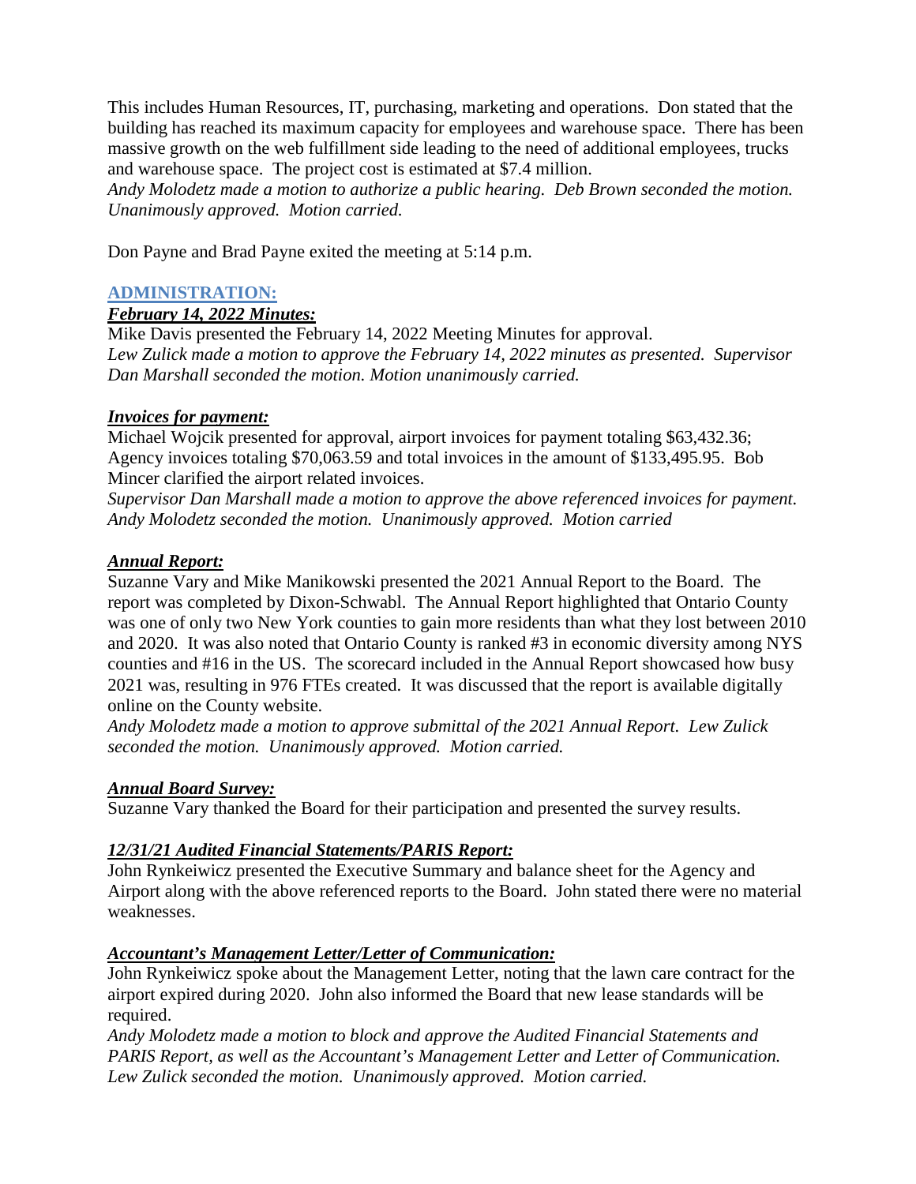This includes Human Resources, IT, purchasing, marketing and operations. Don stated that the building has reached its maximum capacity for employees and warehouse space. There has been massive growth on the web fulfillment side leading to the need of additional employees, trucks and warehouse space. The project cost is estimated at $7.4 million.
*Andy Molodetz made a motion to authorize a public hearing. Deb Brown seconded the motion. Unanimously approved. Motion carried.*

Don Payne and Brad Payne exited the meeting at 5:14 p.m.

## ADMINISTRATION:

### *February 14, 2022 Minutes:*

Mike Davis presented the February 14, 2022 Meeting Minutes for approval.
*Lew Zulick made a motion to approve the February 14, 2022 minutes as presented. Supervisor Dan Marshall seconded the motion. Motion unanimously carried.*

### *Invoices for payment:*

Michael Wojcik presented for approval, airport invoices for payment totaling $63,432.36; Agency invoices totaling $70,063.59 and total invoices in the amount of $133,495.95. Bob Mincer clarified the airport related invoices.
*Supervisor Dan Marshall made a motion to approve the above referenced invoices for payment. Andy Molodetz seconded the motion. Unanimously approved. Motion carried*

### *Annual Report:*

Suzanne Vary and Mike Manikowski presented the 2021 Annual Report to the Board. The report was completed by Dixon-Schwabl. The Annual Report highlighted that Ontario County was one of only two New York counties to gain more residents than what they lost between 2010 and 2020. It was also noted that Ontario County is ranked #3 in economic diversity among NYS counties and #16 in the US. The scorecard included in the Annual Report showcased how busy 2021 was, resulting in 976 FTEs created. It was discussed that the report is available digitally online on the County website.
*Andy Molodetz made a motion to approve submittal of the 2021 Annual Report. Lew Zulick seconded the motion. Unanimously approved. Motion carried.*

### *Annual Board Survey:*

Suzanne Vary thanked the Board for their participation and presented the survey results.

### *12/31/21 Audited Financial Statements/PARIS Report:*

John Rynkeiwicz presented the Executive Summary and balance sheet for the Agency and Airport along with the above referenced reports to the Board. John stated there were no material weaknesses.

### *Accountant's Management Letter/Letter of Communication:*

John Rynkeiwicz spoke about the Management Letter, noting that the lawn care contract for the airport expired during 2020. John also informed the Board that new lease standards will be required.
*Andy Molodetz made a motion to block and approve the Audited Financial Statements and PARIS Report, as well as the Accountant's Management Letter and Letter of Communication. Lew Zulick seconded the motion. Unanimously approved. Motion carried.*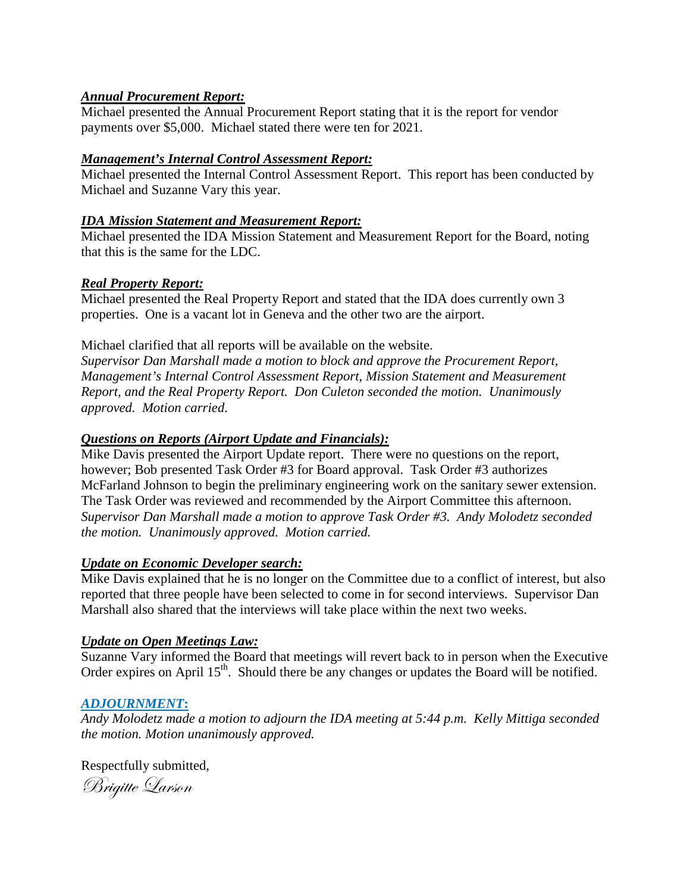***Annual Procurement Report:***

Michael presented the Annual Procurement Report stating that it is the report for vendor payments over $5,000. Michael stated there were ten for 2021.

***Management's Internal Control Assessment Report:***

Michael presented the Internal Control Assessment Report. This report has been conducted by Michael and Suzanne Vary this year.

***IDA Mission Statement and Measurement Report:***

Michael presented the IDA Mission Statement and Measurement Report for the Board, noting that this is the same for the LDC.

***Real Property Report:***

Michael presented the Real Property Report and stated that the IDA does currently own 3 properties. One is a vacant lot in Geneva and the other two are the airport.

Michael clarified that all reports will be available on the website.

*Supervisor Dan Marshall made a motion to block and approve the Procurement Report, Management's Internal Control Assessment Report, Mission Statement and Measurement Report, and the Real Property Report. Don Culeton seconded the motion. Unanimously approved. Motion carried.*

***Questions on Reports (Airport Update and Financials):***

Mike Davis presented the Airport Update report. There were no questions on the report, however; Bob presented Task Order #3 for Board approval. Task Order #3 authorizes McFarland Johnson to begin the preliminary engineering work on the sanitary sewer extension. The Task Order was reviewed and recommended by the Airport Committee this afternoon.

*Supervisor Dan Marshall made a motion to approve Task Order #3. Andy Molodetz seconded the motion. Unanimously approved. Motion carried.*

***Update on Economic Developer search:***

Mike Davis explained that he is no longer on the Committee due to a conflict of interest, but also reported that three people have been selected to come in for second interviews. Supervisor Dan Marshall also shared that the interviews will take place within the next two weeks.

***Update on Open Meetings Law:***

Suzanne Vary informed the Board that meetings will revert back to in person when the Executive Order expires on April 15th. Should there be any changes or updates the Board will be notified.

***ADJOURNMENT:***

*Andy Molodetz made a motion to adjourn the IDA meeting at 5:44 p.m. Kelly Mittiga seconded the motion. Motion unanimously approved.*

Respectfully submitted,

*Brigitte Larson*